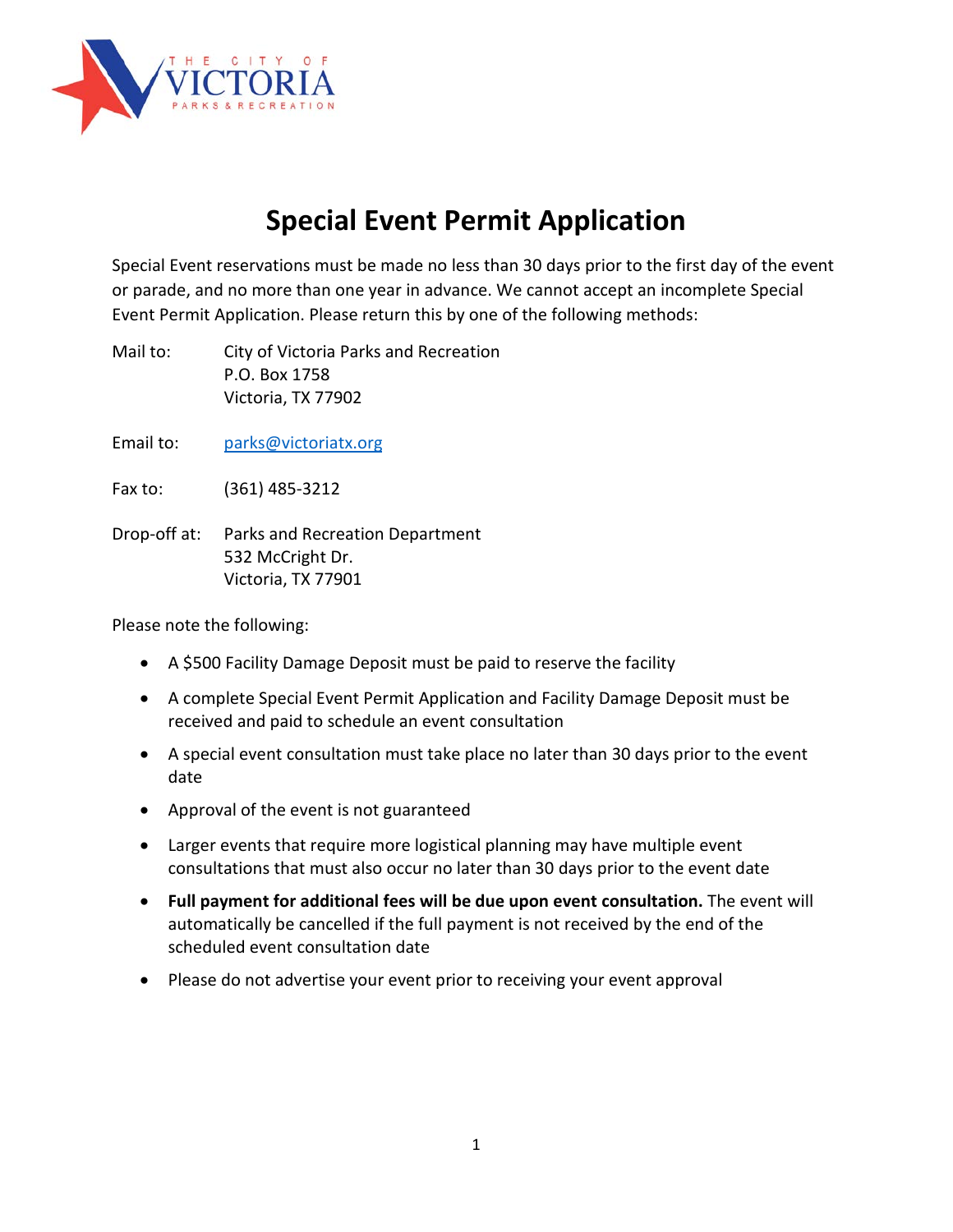# Special Event Permit Application

Special Event reservations must be made no less than 30 days prior to the first day of the event or parade, and no more than one year in advance. We cannot accept an incomplete Special Event Permit Application. Please return this by one of the following methods:

Mail to: City of Victoria Parks and Recreation
P.O. Box 1758
Victoria, TX 77902

Email to: parks@victoriatx.org

Fax to: (361) 485-3212

Drop-off at: Parks and Recreation Department
532 McCright Dr.
Victoria, TX 77901

Please note the following:

- A $500 Facility Damage Deposit must be paid to reserve the facility
- A complete Special Event Permit Application and Facility Damage Deposit must be received and paid to schedule an event consultation
- A special event consultation must take place no later than 30 days prior to the event date
- Approval of the event is not guaranteed
- Larger events that require more logistical planning may have multiple event consultations that must also occur no later than 30 days prior to the event date
- **Full payment for additional fees will be due upon event consultation.** The event will automatically be cancelled if the full payment is not received by the end of the scheduled event consultation date
- Please do not advertise your event prior to receiving your event approval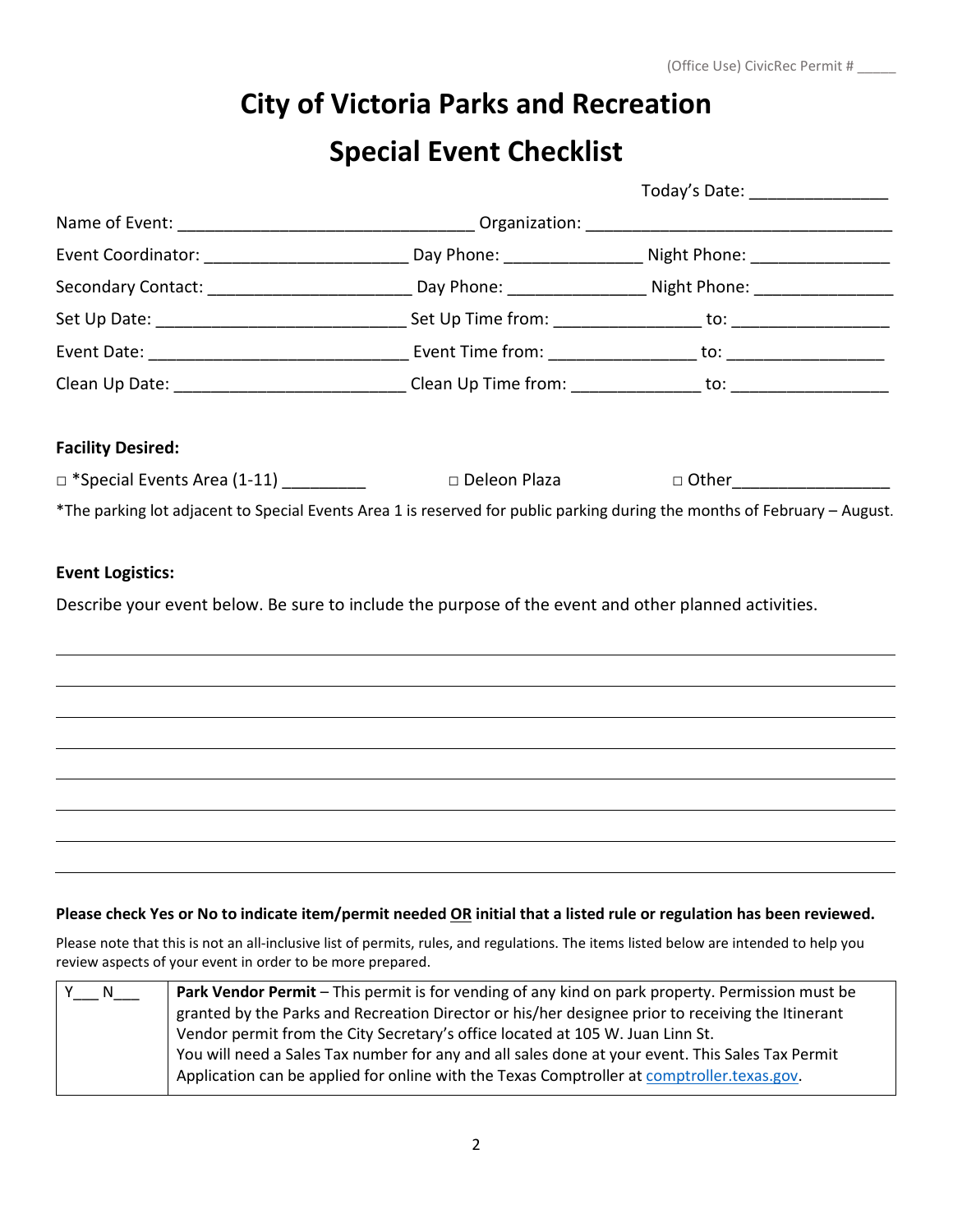(Office Use) CivicRec Permit # _____

# City of Victoria Parks and Recreation

# Special Event Checklist

Today's Date: _______________

Name of Event: _________________________________ Organization: _________________________________

Event Coordinator: ______________________ Day Phone: _______________ Night Phone: _______________

Secondary Contact: ______________________ Day Phone: _______________ Night Phone: _______________

Set Up Date: ___________________________ Set Up Time from: ________________ to: _________________

Event Date: ____________________________ Event Time from: ________________ to: _________________

Clean Up Date: _________________________ Clean Up Time from: ______________ to: _________________

**Facility Desired:**

□ *Special Events Area (1-11) _________ □ Deleon Plaza □ Other_________________

*The parking lot adjacent to Special Events Area 1 is reserved for public parking during the months of February – August.

**Event Logistics:**

Describe your event below. Be sure to include the purpose of the event and other planned activities.

_______________________________________________________________________________

_______________________________________________________________________________

_______________________________________________________________________________

_______________________________________________________________________________

_______________________________________________________________________________

_______________________________________________________________________________

_______________________________________________________________________________

_______________________________________________________________________________

**Please check Yes or No to indicate item/permit needed OR initial that a listed rule or regulation has been reviewed.**

Please note that this is not an all-inclusive list of permits, rules, and regulations. The items listed below are intended to help you review aspects of your event in order to be more prepared.

| | |
|---|---|
| Y___ N___ | **Park Vendor Permit** – This permit is for vending of any kind on park property. Permission must be granted by the Parks and Recreation Director or his/her designee prior to receiving the Itinerant Vendor permit from the City Secretary's office located at 105 W. Juan Linn St.<br>You will need a Sales Tax number for any and all sales done at your event. This Sales Tax Permit Application can be applied for online with the Texas Comptroller at comptroller.texas.gov. |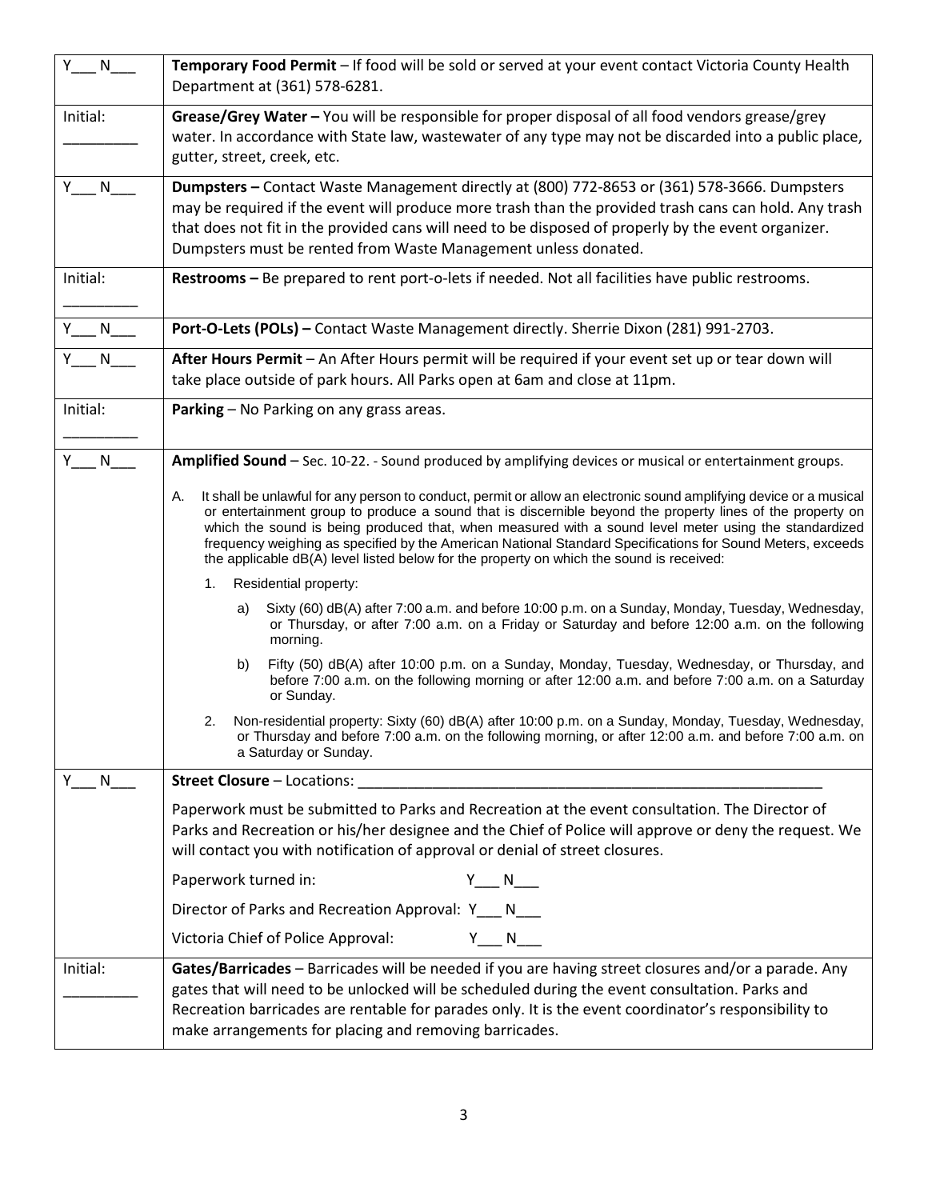| | |
|---|---|
| Y___ N___ | **Temporary Food Permit** – If food will be sold or served at your event contact Victoria County Health Department at (361) 578-6281. |
| Initial: _________ | **Grease/Grey Water –** You will be responsible for proper disposal of all food vendors grease/grey water. In accordance with State law, wastewater of any type may not be discarded into a public place, gutter, street, creek, etc. |
| Y___ N___ | **Dumpsters –** Contact Waste Management directly at (800) 772-8653 or (361) 578-3666. Dumpsters may be required if the event will produce more trash than the provided trash cans can hold. Any trash that does not fit in the provided cans will need to be disposed of properly by the event organizer. Dumpsters must be rented from Waste Management unless donated. |
| Initial: _________ | **Restrooms –** Be prepared to rent port-o-lets if needed. Not all facilities have public restrooms. |
| Y___ N___ | **Port-O-Lets (POLs) –** Contact Waste Management directly. Sherrie Dixon (281) 991-2703. |
| Y___ N___ | **After Hours Permit** – An After Hours permit will be required if your event set up or tear down will take place outside of park hours. All Parks open at 6am and close at 11pm. |
| Initial: _________ | **Parking** – No Parking on any grass areas. |
| Y___ N___ | **Amplified Sound** – Sec. 10-22. - Sound produced by amplifying devices or musical or entertainment groups.<br><br>A. It shall be unlawful for any person to conduct, permit or allow an electronic sound amplifying device or a musical or entertainment group to produce a sound that is discernible beyond the property lines of the property on which the sound is being produced that, when measured with a sound level meter using the standardized frequency weighing as specified by the American National Standard Specifications for Sound Meters, exceeds the applicable dB(A) level listed below for the property on which the sound is received:<br><br>1. Residential property:<br><br>a) Sixty (60) dB(A) after 7:00 a.m. and before 10:00 p.m. on a Sunday, Monday, Tuesday, Wednesday, or Thursday, or after 7:00 a.m. on a Friday or Saturday and before 12:00 a.m. on the following morning.<br><br>b) Fifty (50) dB(A) after 10:00 p.m. on a Sunday, Monday, Tuesday, Wednesday, or Thursday, and before 7:00 a.m. on the following morning or after 12:00 a.m. and before 7:00 a.m. on a Saturday or Sunday.<br><br>2. Non-residential property: Sixty (60) dB(A) after 10:00 p.m. on a Sunday, Monday, Tuesday, Wednesday, or Thursday and before 7:00 a.m. on the following morning, or after 12:00 a.m. and before 7:00 a.m. on a Saturday or Sunday. |
| Y___ N___ | **Street Closure** – Locations: ___________________________________________<br><br>Paperwork must be submitted to Parks and Recreation at the event consultation. The Director of Parks and Recreation or his/her designee and the Chief of Police will approve or deny the request. We will contact you with notification of approval or denial of street closures.<br><br>Paperwork turned in: Y___ N___<br><br>Director of Parks and Recreation Approval: Y___ N___<br><br>Victoria Chief of Police Approval: Y___ N___ |
| Initial: _________ | **Gates/Barricades** – Barricades will be needed if you are having street closures and/or a parade. Any gates that will need to be unlocked will be scheduled during the event consultation. Parks and Recreation barricades are rentable for parades only. It is the event coordinator's responsibility to make arrangements for placing and removing barricades. |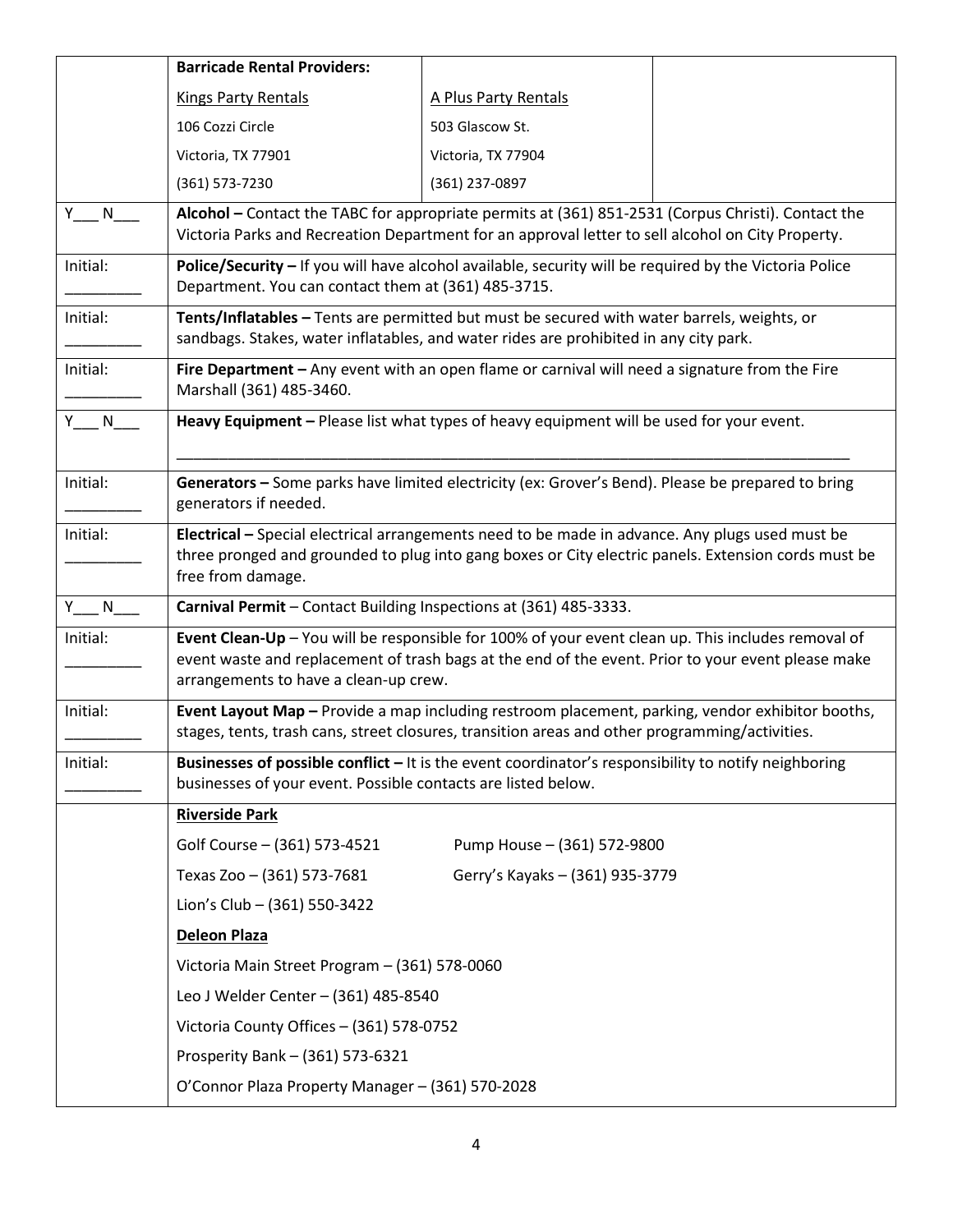| | | | |
|---|---|---|---|
| | **Barricade Rental Providers:**<br>Kings Party Rentals<br>106 Cozzi Circle<br>Victoria, TX 77901<br>(361) 573-7230 | A Plus Party Rentals<br>503 Glascow St.<br>Victoria, TX 77904<br>(361) 237-0897 | |
| Y___ N___ | **Alcohol –** Contact the TABC for appropriate permits at (361) 851-2531 (Corpus Christi). Contact the Victoria Parks and Recreation Department for an approval letter to sell alcohol on City Property. | | |
| Initial: _________ | **Police/Security –** If you will have alcohol available, security will be required by the Victoria Police Department. You can contact them at (361) 485-3715. | | |
| Initial: _________ | **Tents/Inflatables –** Tents are permitted but must be secured with water barrels, weights, or sandbags. Stakes, water inflatables, and water rides are prohibited in any city park. | | |
| Initial: _________ | **Fire Department –** Any event with an open flame or carnival will need a signature from the Fire Marshall (361) 485-3460. | | |
| Y___ N___ | **Heavy Equipment –** Please list what types of heavy equipment will be used for your event.<br>_______________________________________________________________________________ | | |
| Initial: _________ | **Generators –** Some parks have limited electricity (ex: Grover's Bend). Please be prepared to bring generators if needed. | | |
| Initial: _________ | **Electrical –** Special electrical arrangements need to be made in advance. Any plugs used must be three pronged and grounded to plug into gang boxes or City electric panels. Extension cords must be free from damage. | | |
| Y___ N___ | **Carnival Permit** – Contact Building Inspections at (361) 485-3333. | | |
| Initial: _________ | **Event Clean-Up** – You will be responsible for 100% of your event clean up. This includes removal of event waste and replacement of trash bags at the end of the event. Prior to your event please make arrangements to have a clean-up crew. | | |
| Initial: _________ | **Event Layout Map –** Provide a map including restroom placement, parking, vendor exhibitor booths, stages, tents, trash cans, street closures, transition areas and other programming/activities. | | |
| Initial: _________ | **Businesses of possible conflict –** It is the event coordinator's responsibility to notify neighboring businesses of your event. Possible contacts are listed below. | | |
| | **Riverside Park**<br>Golf Course – (361) 573-4521<br>Texas Zoo – (361) 573-7681<br>Lion's Club – (361) 550-3422 | Pump House – (361) 572-9800<br>Gerry's Kayaks – (361) 935-3779 | |
| | **Deleon Plaza**<br>Victoria Main Street Program – (361) 578-0060<br>Leo J Welder Center – (361) 485-8540<br>Victoria County Offices – (361) 578-0752<br>Prosperity Bank – (361) 573-6321<br>O'Connor Plaza Property Manager – (361) 570-2028 | | |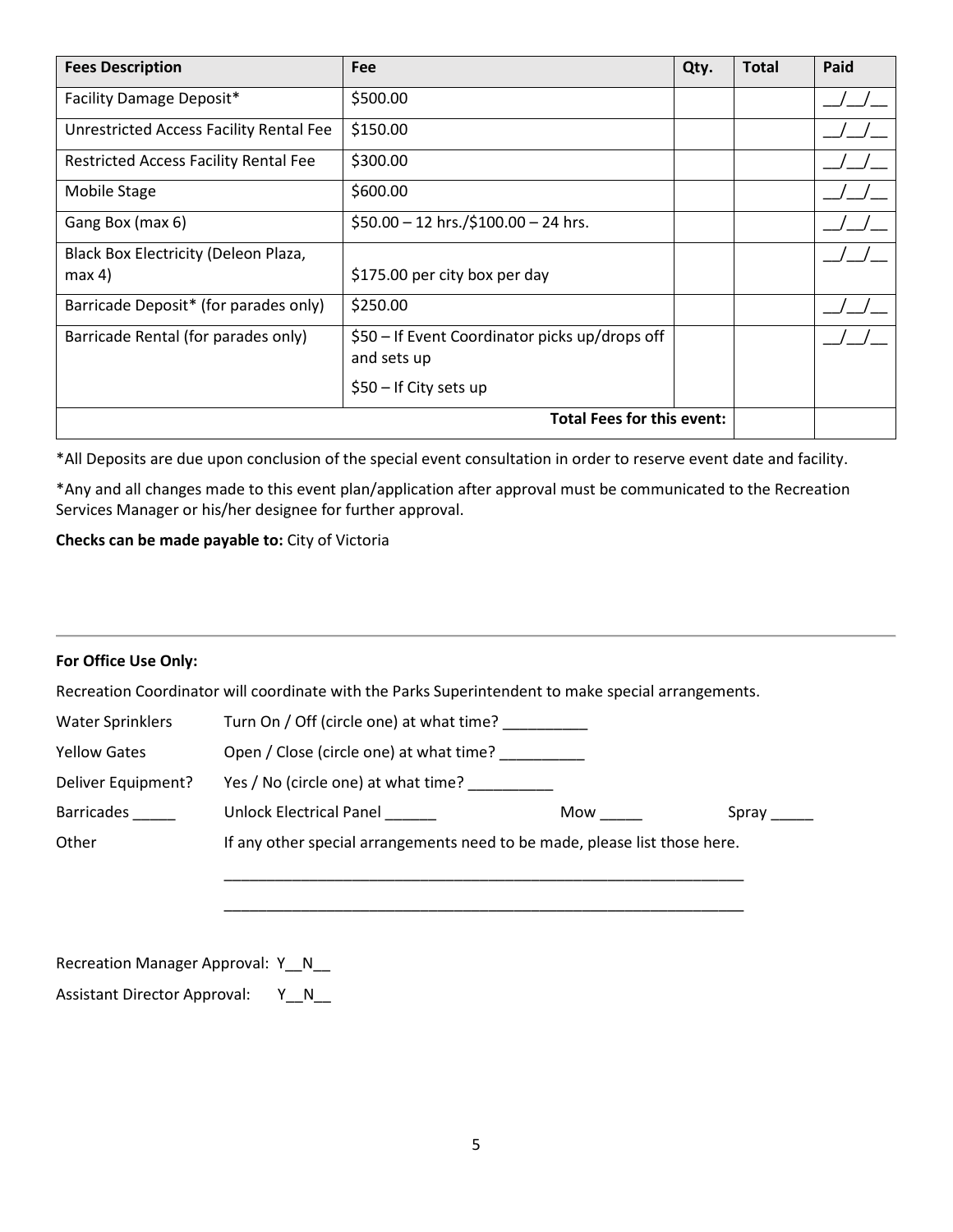| Fees Description | Fee | Qty. | Total | Paid |
|---|---|---|---|---|
| Facility Damage Deposit* | $500.00 | | | __/__/__ |
| Unrestricted Access Facility Rental Fee | $150.00 | | | __/__/__ |
| Restricted Access Facility Rental Fee | $300.00 | | | __/__/__ |
| Mobile Stage | $600.00 | | | __/__/__ |
| Gang Box (max 6) | $50.00 – 12 hrs./$100.00 – 24 hrs. | | | __/__/__ |
| Black Box Electricity (Deleon Plaza, max 4) | $175.00 per city box per day | | | __/__/__ |
| Barricade Deposit* (for parades only) | $250.00 | | | __/__/__ |
| Barricade Rental (for parades only) | $50 – If Event Coordinator picks up/drops off and sets up<br>$50 – If City sets up | | | __/__/__ |
| | | **Total Fees for this event:** | | |

*All Deposits are due upon conclusion of the special event consultation in order to reserve event date and facility.

*Any and all changes made to this event plan/application after approval must be communicated to the Recreation Services Manager or his/her designee for further approval.

**Checks can be made payable to:** City of Victoria

---

**For Office Use Only:**

Recreation Coordinator will coordinate with the Parks Superintendent to make special arrangements.

Water Sprinklers Turn On / Off (circle one) at what time? __________

Yellow Gates Open / Close (circle one) at what time? __________

Deliver Equipment? Yes / No (circle one) at what time? __________

Barricades _____ Unlock Electrical Panel ______ Mow _____ Spray _____

Other If any other special arrangements need to be made, please list those here.

_______________________________________________________________

_______________________________________________________________

Recreation Manager Approval: Y__N__

Assistant Director Approval: Y__N__